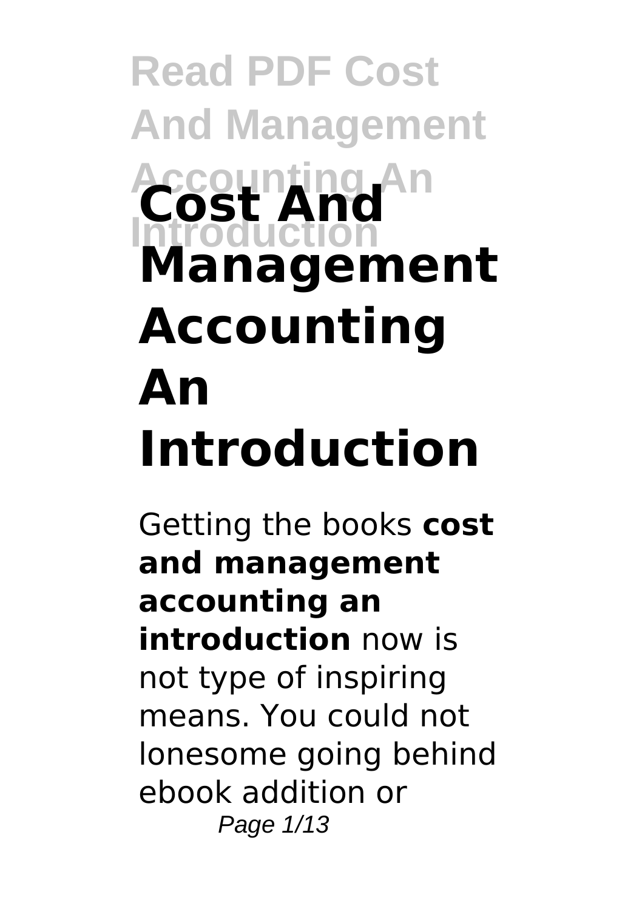# Cost And Management Accounting An Introduction

Getting the books **cost and management accounting an introduction** now is not type of inspiring means. You could not lonesome going behind ebook addition or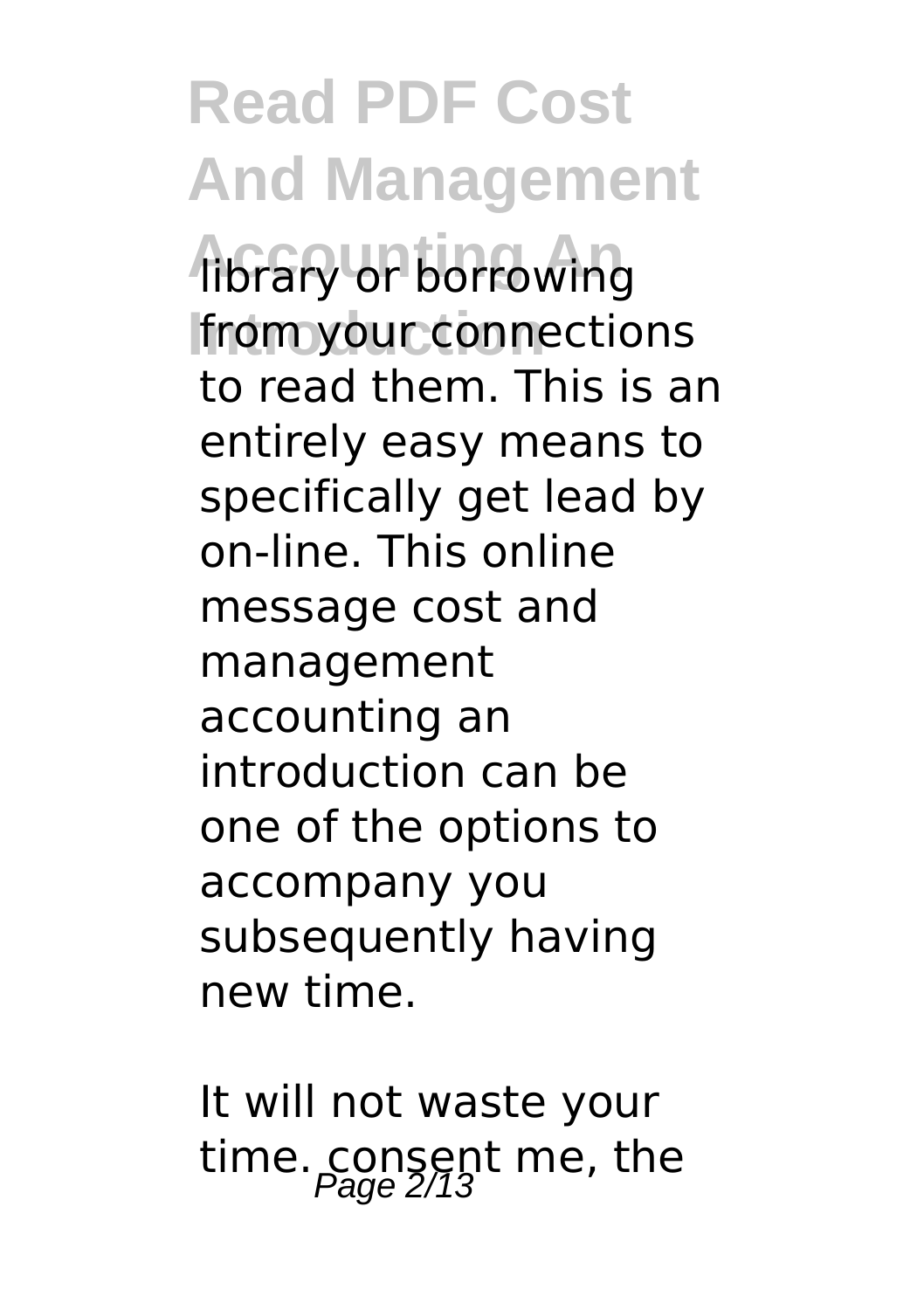library or borrowing from your connections to read them. This is an entirely easy means to specifically get lead by on-line. This online message cost and management accounting an introduction can be one of the options to accompany you subsequently having new time.

It will not waste your time. consent me, the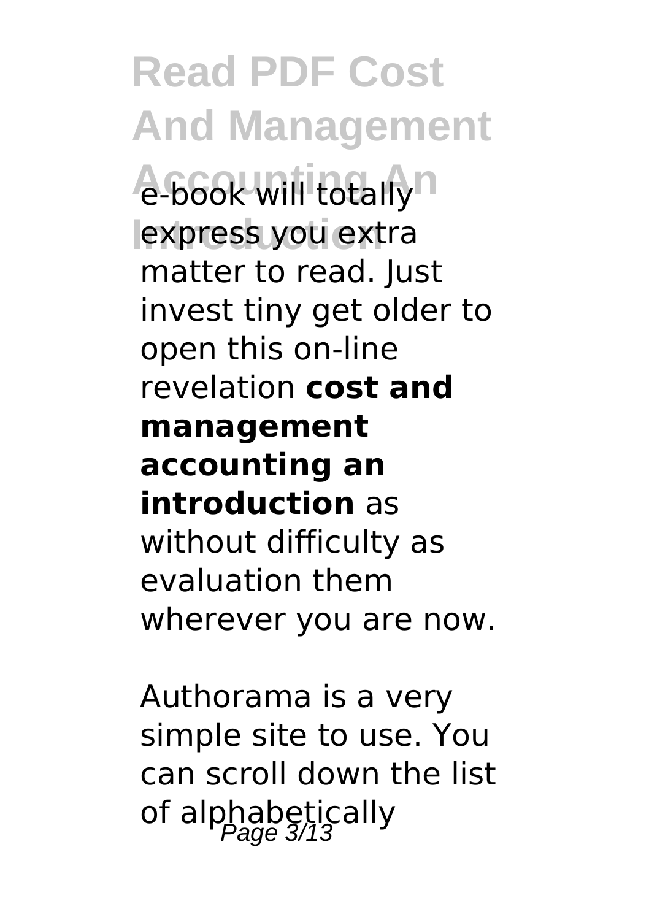e-book will totally express you extra matter to read. Just invest tiny get older to open this on-line revelation **cost and management accounting an introduction** as without difficulty as evaluation them wherever you are now.

Authorama is a very simple site to use. You can scroll down the list of alphabetically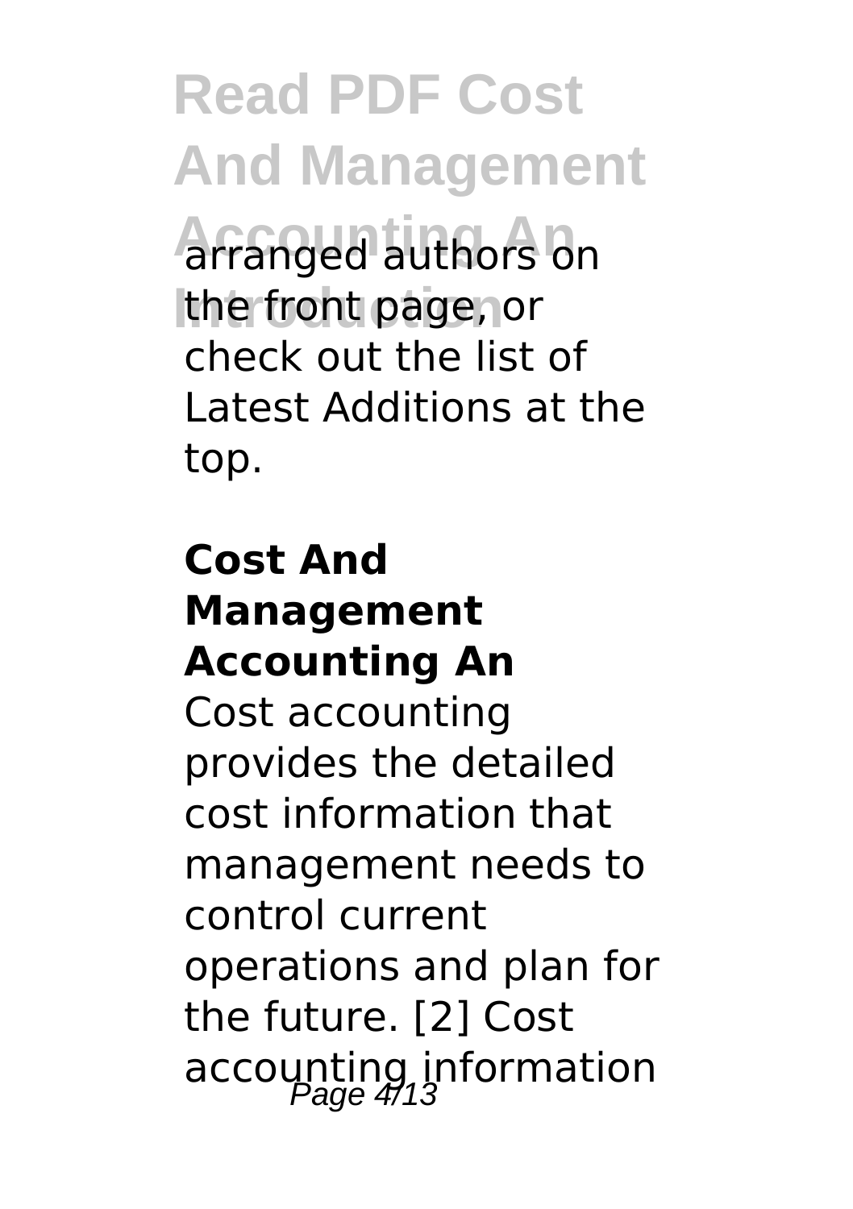arranged authors on the front page, or check out the list of Latest Additions at the top.

## Cost And Management Accounting An

Cost accounting provides the detailed cost information that management needs to control current operations and plan for the future. [2] Cost accounting information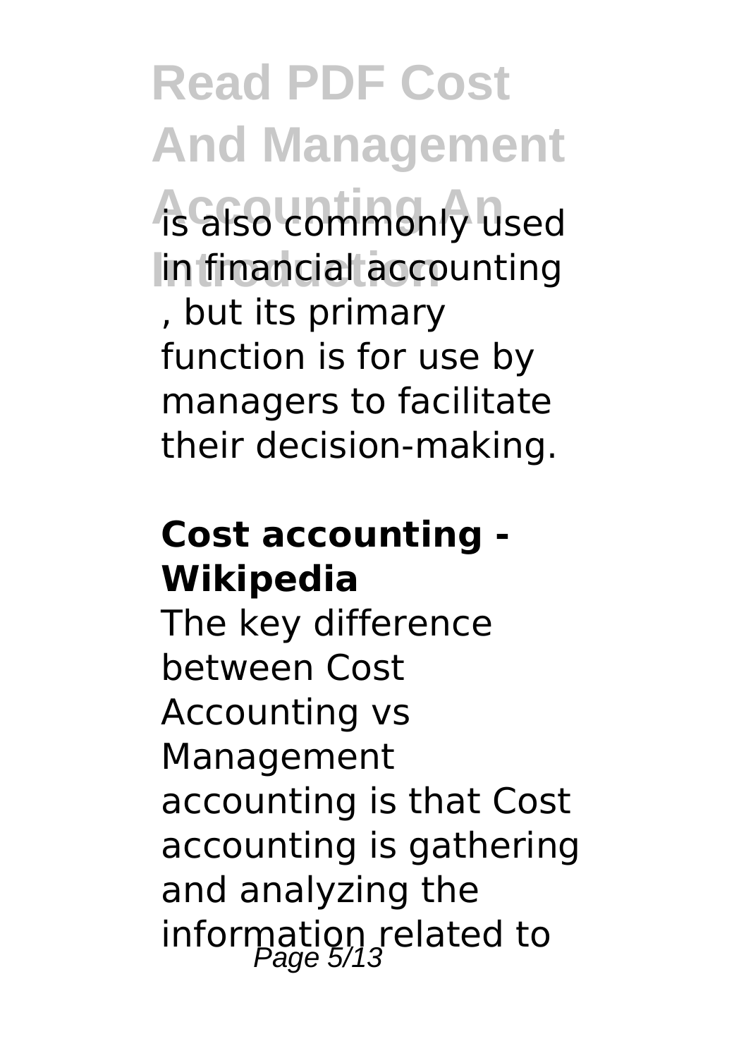is also commonly used in financial accounting, but its primary function is for use by managers to facilitate their decision-making.

**Cost accounting - Wikipedia**

The key difference between Cost Accounting vs Management accounting is that Cost accounting is gathering and analyzing the information related to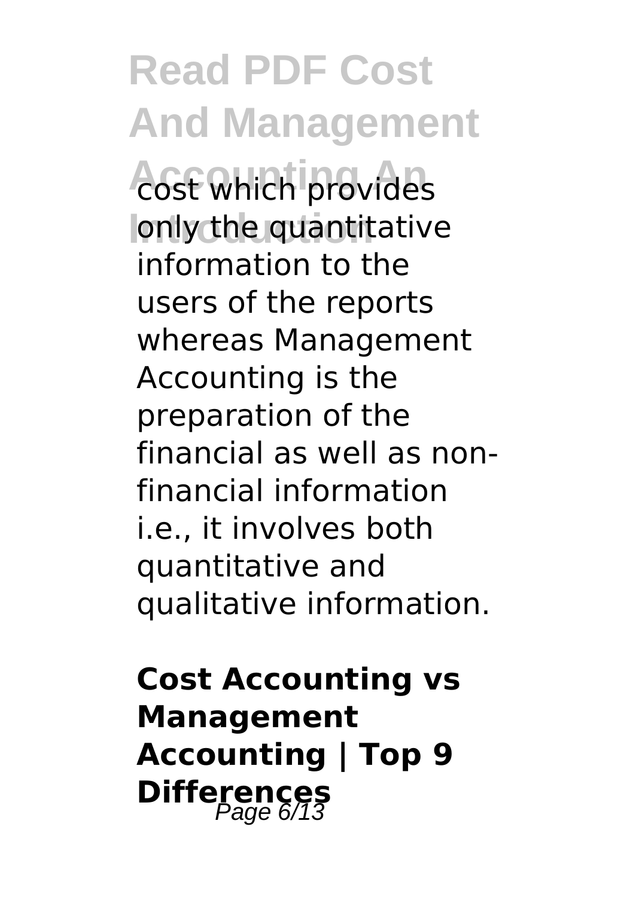cost which provides only the quantitative information to the users of the reports whereas Management Accounting is the preparation of the financial as well as non-financial information i.e., it involves both quantitative and qualitative information.

**Cost Accounting vs Management Accounting | Top 9 Differences**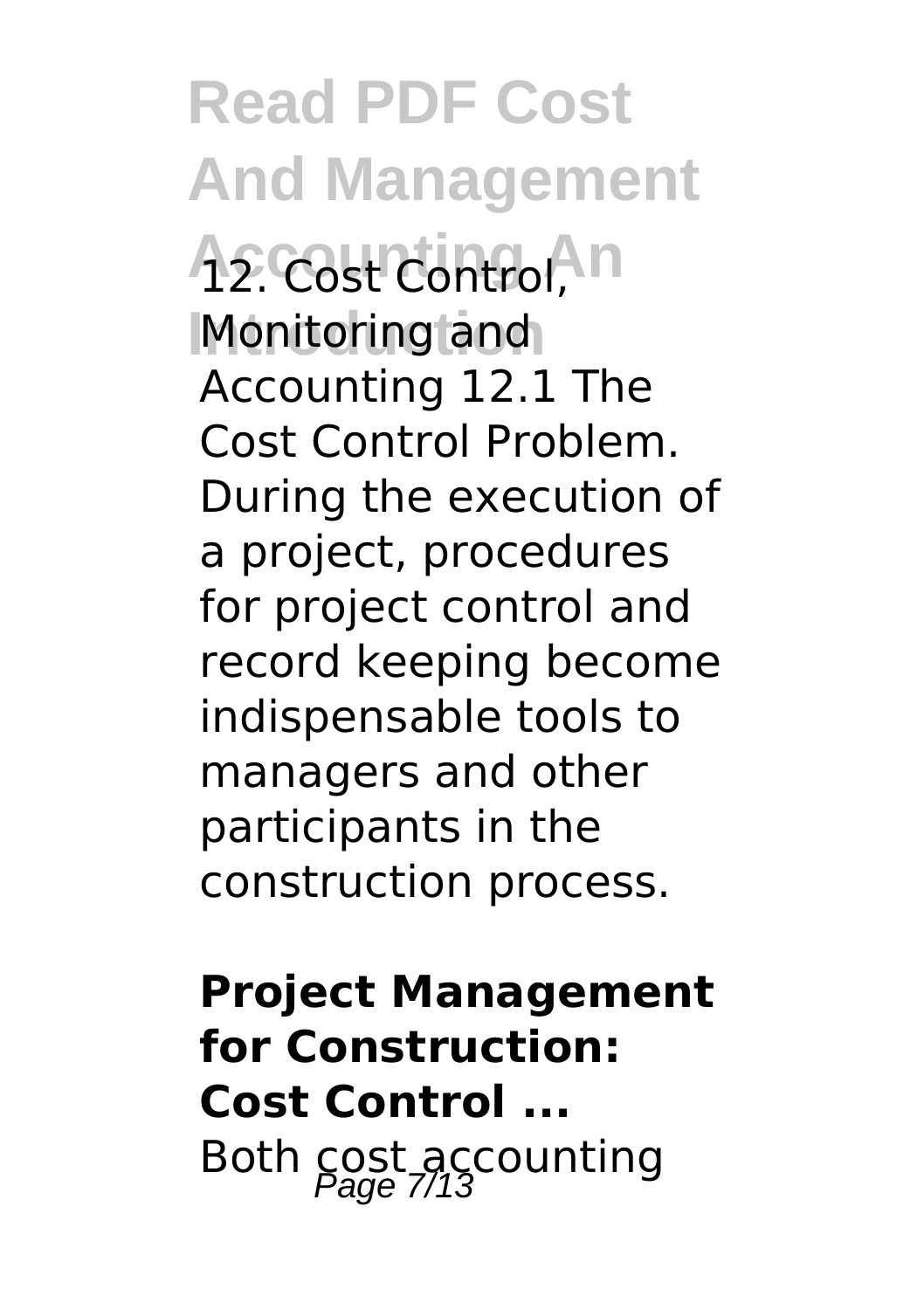12. Cost Control, Monitoring and Accounting 12.1 The Cost Control Problem. During the execution of a project, procedures for project control and record keeping become indispensable tools to managers and other participants in the construction process.

**Project Management for Construction: Cost Control ...**

Both cost accounting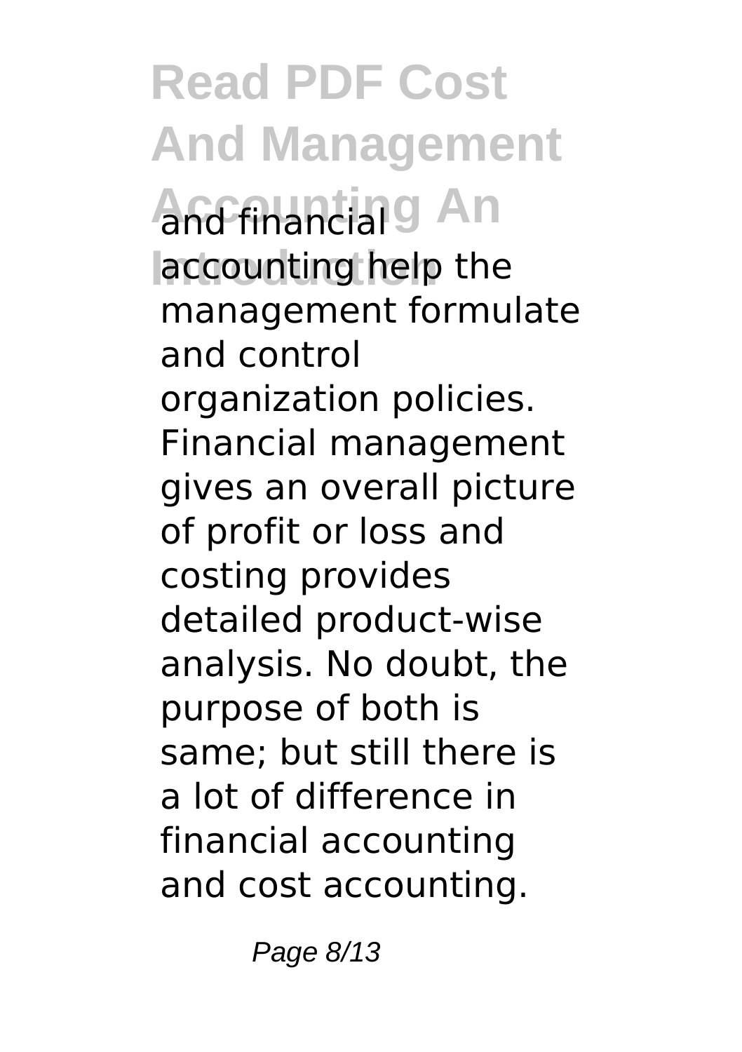and financial accounting help the management formulate and control organization policies. Financial management gives an overall picture of profit or loss and costing provides detailed product-wise analysis. No doubt, the purpose of both is same; but still there is a lot of difference in financial accounting and cost accounting.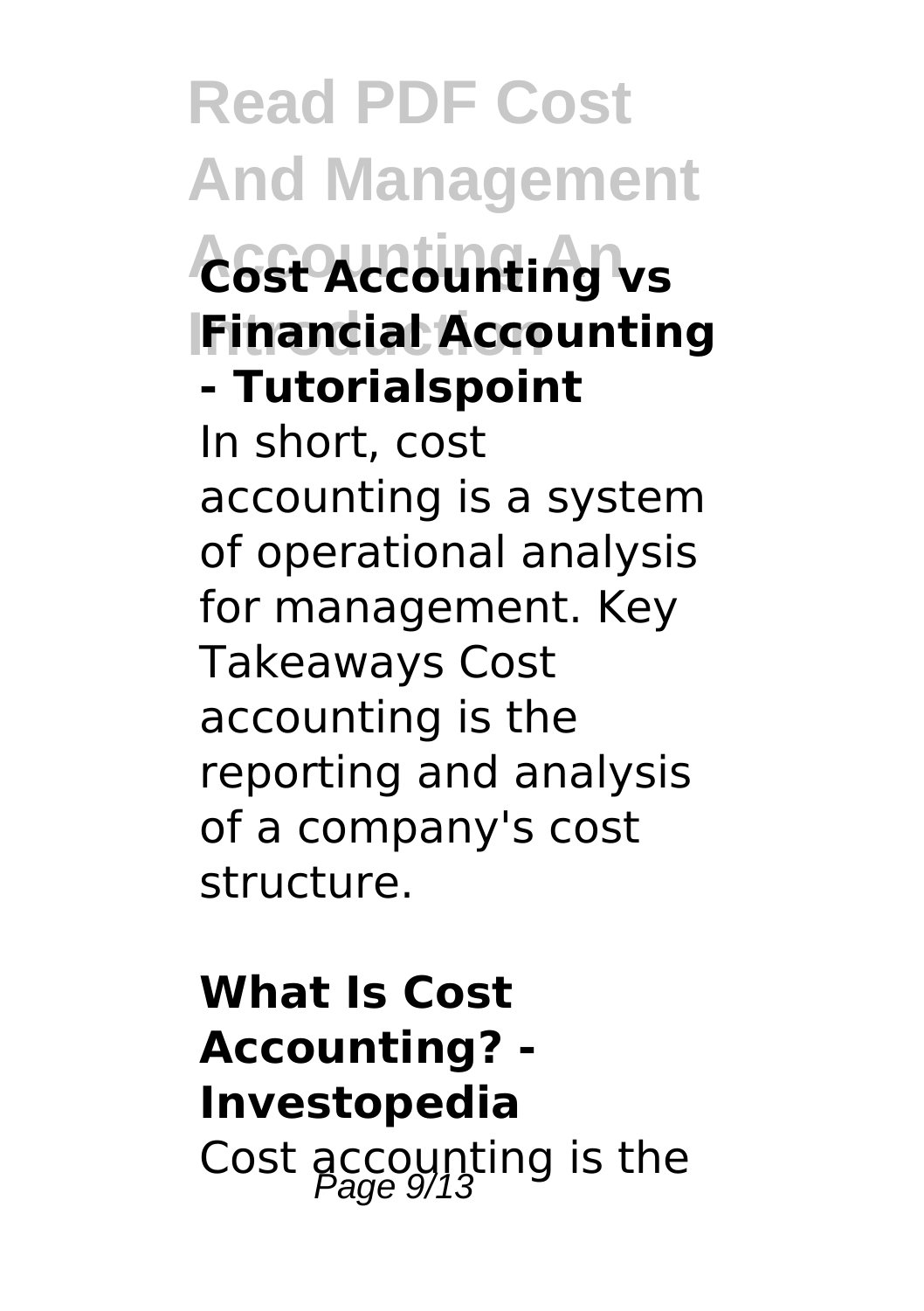### Cost Accounting vs Financial Accounting - Tutorialspoint

In short, cost accounting is a system of operational analysis for management. Key Takeaways Cost accounting is the reporting and analysis of a company's cost structure.

### What Is Cost Accounting? - Investopedia

Cost accounting is the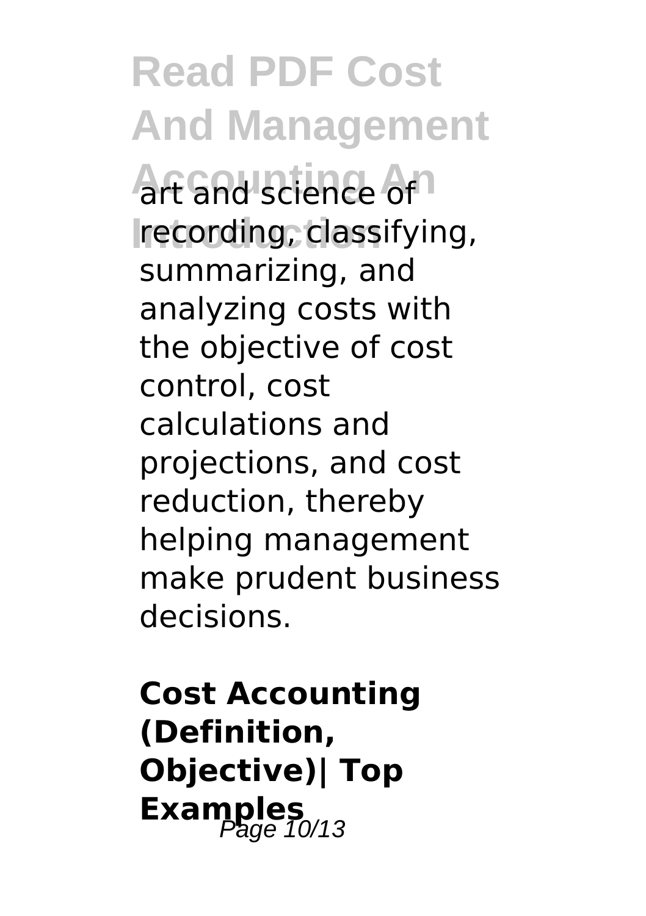art and science of recording, classifying, summarizing, and analyzing costs with the objective of cost control, cost calculations and projections, and cost reduction, thereby helping management make prudent business decisions.

**Cost Accounting (Definition, Objective)| Top Examples**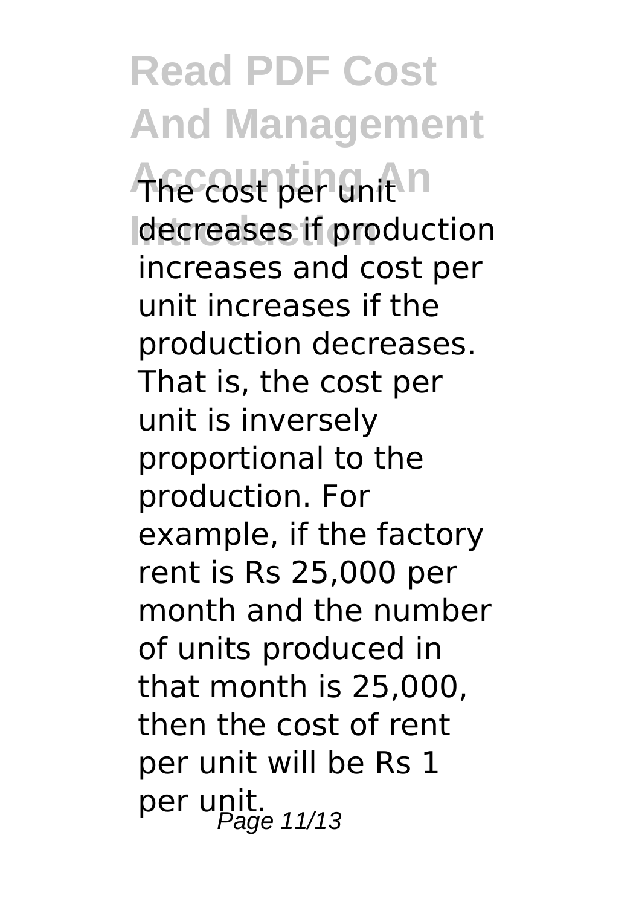The cost per unit decreases if production increases and cost per unit increases if the production decreases. That is, the cost per unit is inversely proportional to the production. For example, if the factory rent is Rs 25,000 per month and the number of units produced in that month is 25,000, then the cost of rent per unit will be Rs 1 per unit.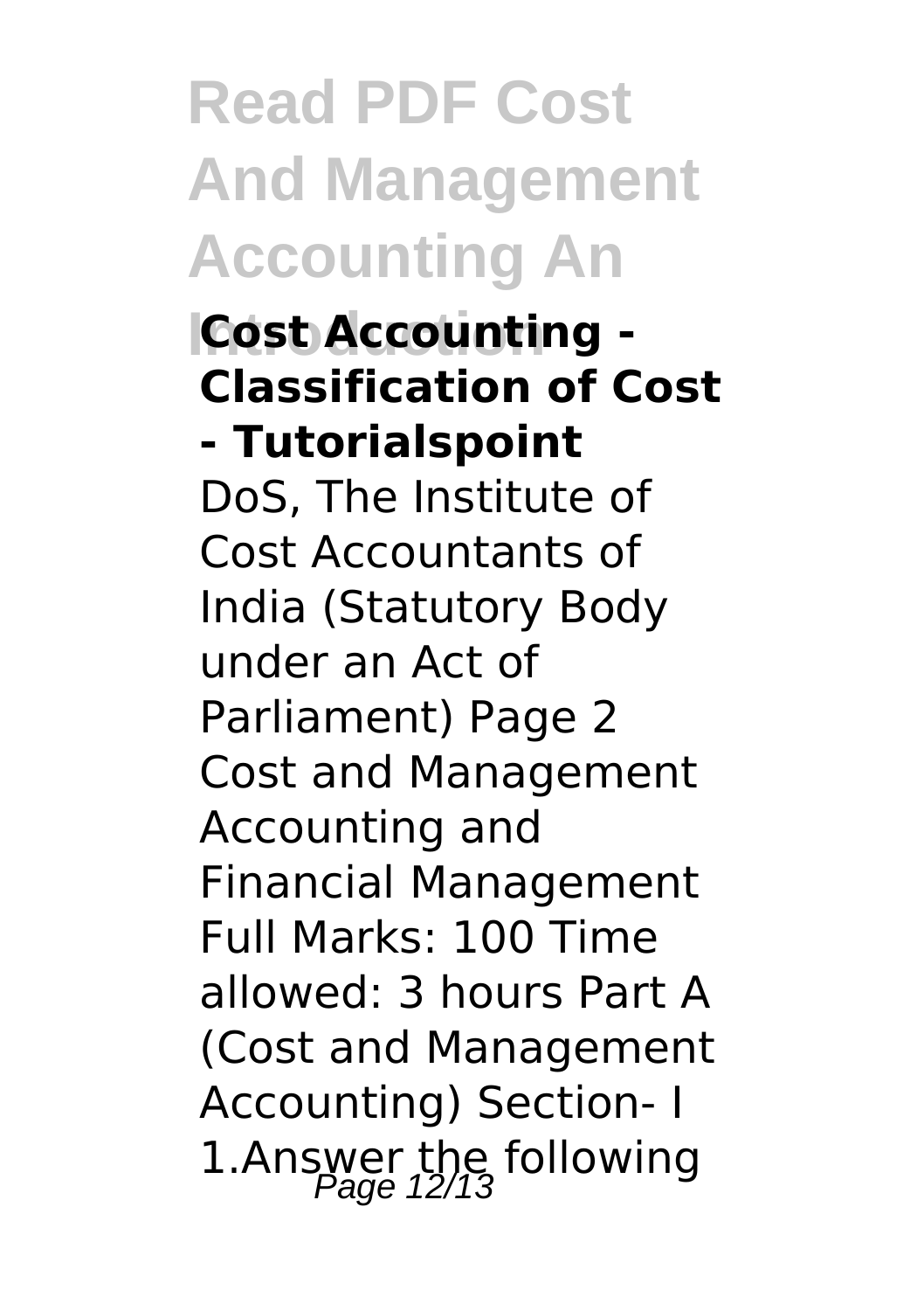**Cost Accounting - Classification of Cost - Tutorialspoint**

DoS, The Institute of Cost Accountants of India (Statutory Body under an Act of Parliament) Page 2 Cost and Management Accounting and Financial Management Full Marks: 100 Time allowed: 3 hours Part A (Cost and Management Accounting) Section- I 1.Answer the following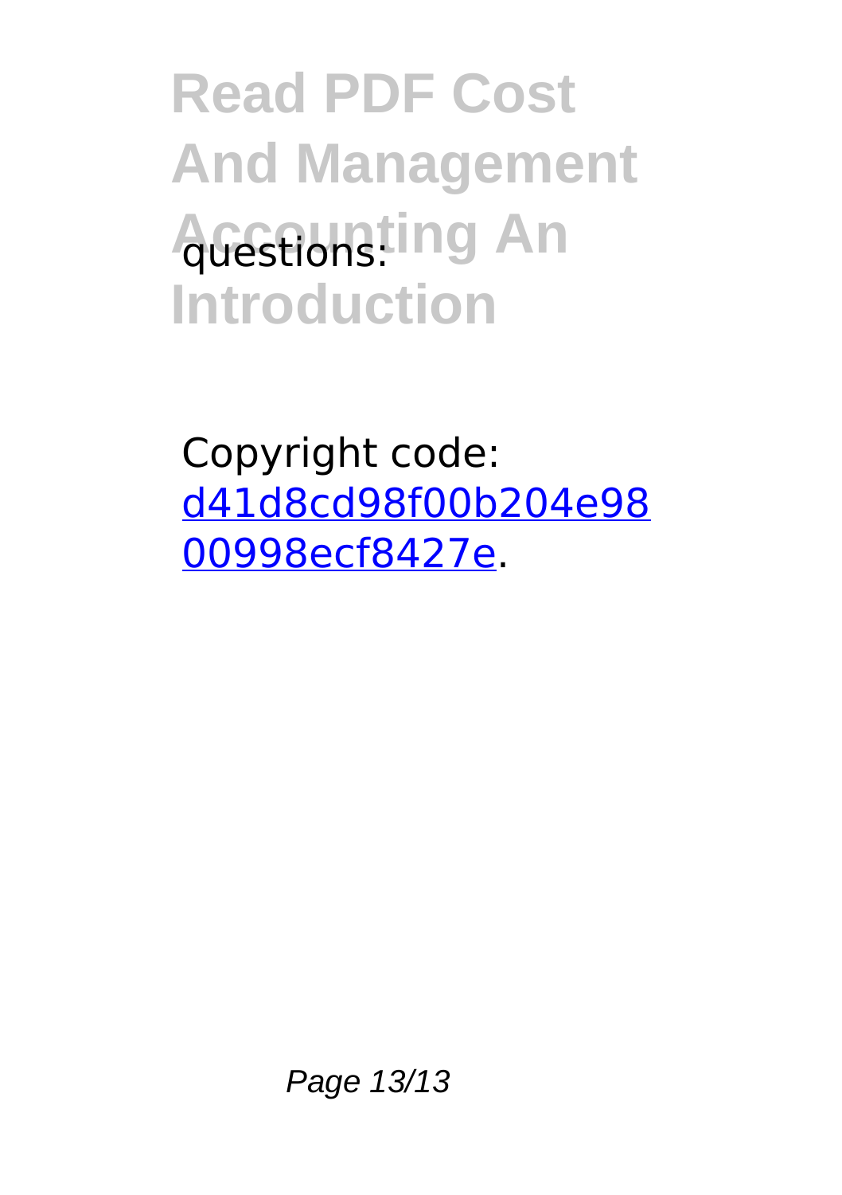questions:

Copyright code: d41d8cd98f00b204e9800998ecf8427e.